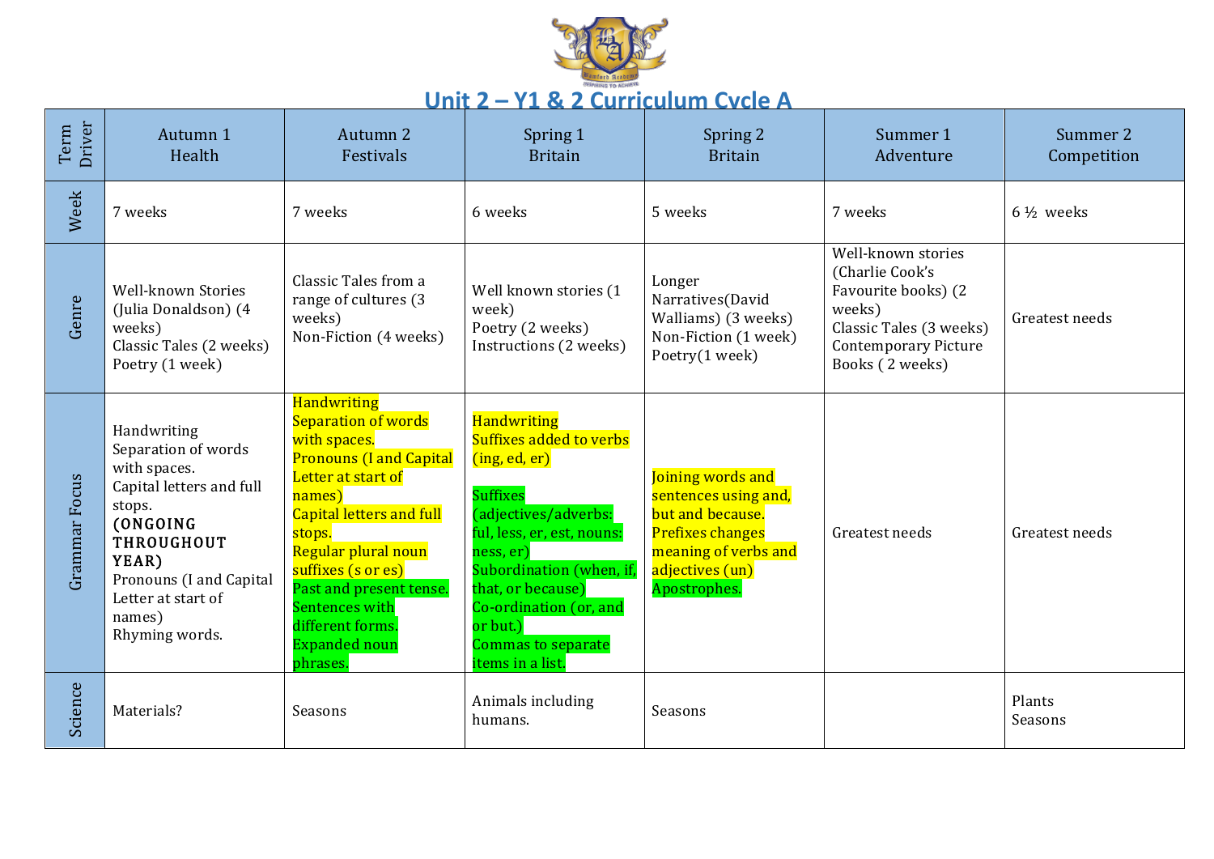# Unit 2 – Y1 & 2 Curriculum Cycle A

| Term Driver | Autumn 1<br>Health | Autumn 2<br>Festivals | Spring 1<br>Britain | Spring 2<br>Britain | Summer 1<br>Adventure | Summer 2<br>Competition |
|---|---|---|---|---|---|---|
| Week | 7 weeks | 7 weeks | 6 weeks | 5 weeks | 7 weeks | 6 ½ weeks |
| Genre | Well-known Stories (Julia Donaldson) (4 weeks)<br>Classic Tales (2 weeks)<br>Poetry (1 week) | Classic Tales from a range of cultures (3 weeks)<br>Non-Fiction (4 weeks) | Well known stories (1 week)<br>Poetry (2 weeks)<br>Instructions (2 weeks) | Longer Narratives(David Walliams) (3 weeks)<br>Non-Fiction (1 week)<br>Poetry(1 week) | Well-known stories (Charlie Cook's Favourite books) (2 weeks)<br>Classic Tales (3 weeks)<br>Contemporary Picture Books ( 2 weeks) | Greatest needs |
| Grammar Focus | Handwriting<br>Separation of words with spaces.<br>Capital letters and full stops.<br>**(ONGOING THROUGHOUT YEAR)**<br>Pronouns (I and Capital Letter at start of names)<br>Rhyming words. | Handwriting<br>Separation of words with spaces.<br>Pronouns (I and Capital Letter at start of names)<br>Capital letters and full stops.<br>Regular plural noun suffixes (s or es)<br>Past and present tense.<br>Sentences with different forms.<br>Expanded noun phrases. | Handwriting<br>Suffixes added to verbs (ing, ed, er)<br><br>Suffixes (adjectives/adverbs: ful, less, er, est, nouns: ness, er)<br>Subordination (when, if, that, or because)<br>Co-ordination (or, and or but.)<br>Commas to separate items in a list. | Joining words and sentences using and, but and because.<br>Prefixes changes meaning of verbs and adjectives (un)<br>Apostrophes. | Greatest needs | Greatest needs |
| Science | Materials? | Seasons | Animals including humans. | Seasons | | Plants<br>Seasons |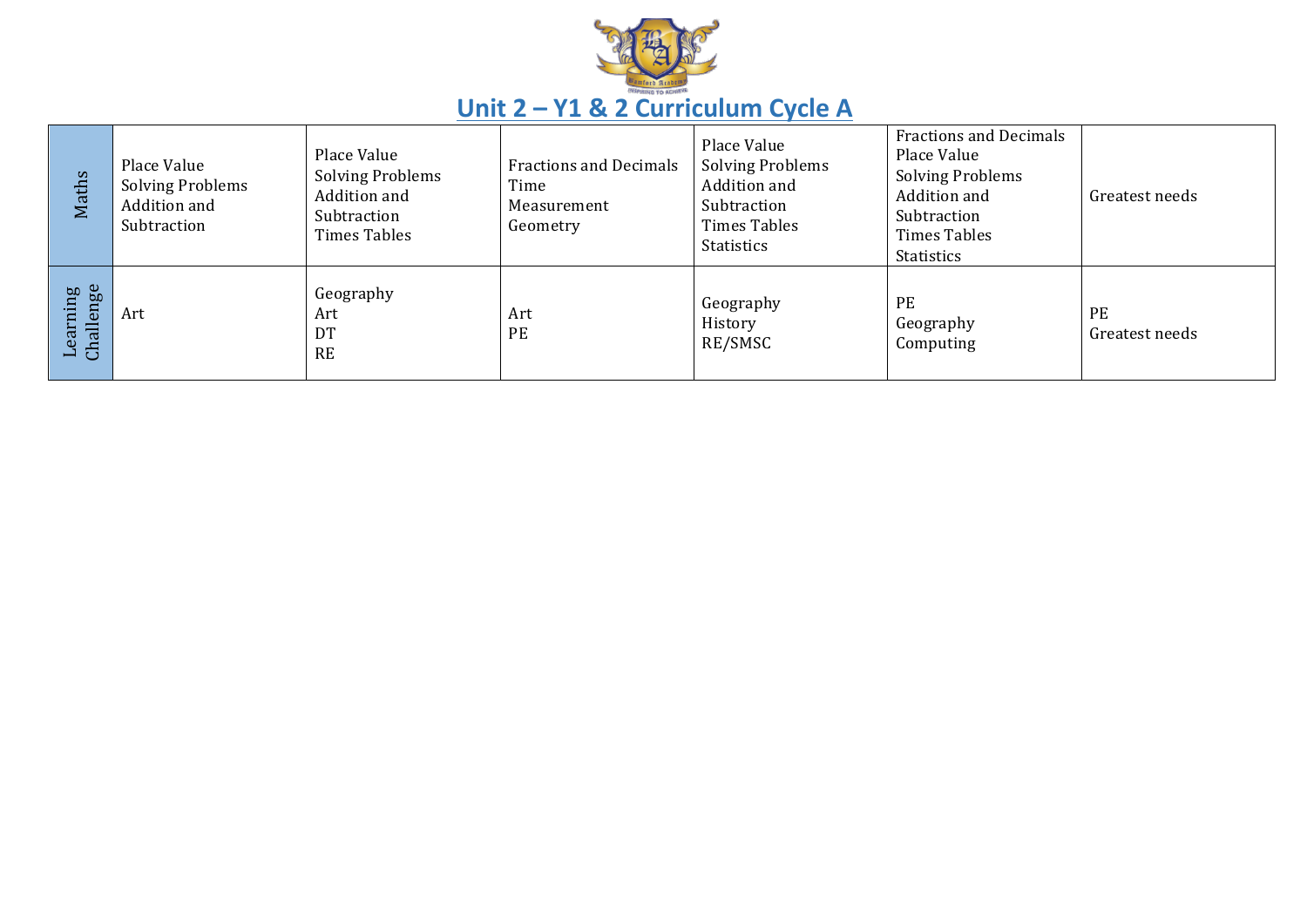## Unit 2 – Y1 & 2 Curriculum Cycle A

| | | | | | | |
|---|---|---|---|---|---|---|
| Maths | Place Value<br>Solving Problems<br>Addition and Subtraction | Place Value<br>Solving Problems<br>Addition and Subtraction<br>Times Tables | Fractions and Decimals<br>Time<br>Measurement<br>Geometry | Place Value<br>Solving Problems<br>Addition and Subtraction<br>Times Tables<br>Statistics | Fractions and Decimals<br>Place Value<br>Solving Problems<br>Addition and Subtraction<br>Times Tables<br>Statistics | Greatest needs |
| Learning Challenge | Art | Geography<br>Art<br>DT<br>RE | Art<br>PE | Geography<br>History<br>RE/SMSC | PE<br>Geography<br>Computing | PE<br>Greatest needs |